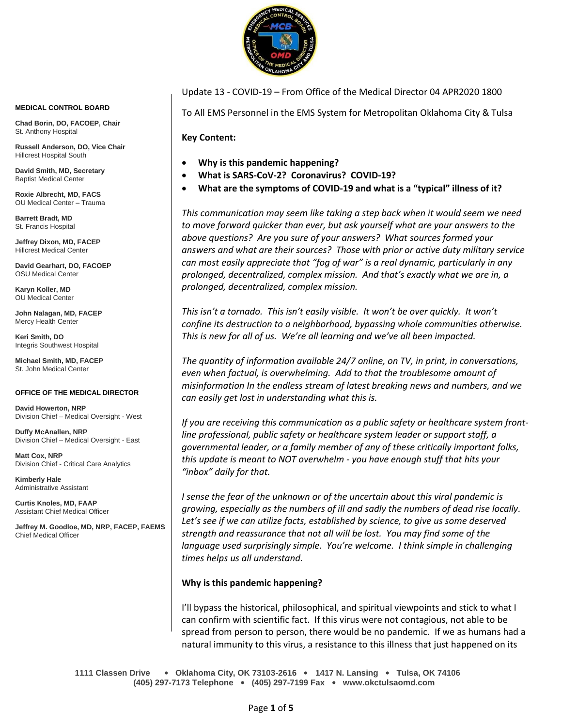Update 13 - COVID-19 – From Office of the Medical Director 04 APR2020 1800

To All EMS Personnel in the EMS System for Metropolitan Oklahoma City & Tulsa

**MEDICAL CONTROL BOARD**

**Chad Borin, DO, FACOEP, Chair**
St. Anthony Hospital

**Russell Anderson, DO, Vice Chair**
Hillcrest Hospital South

**David Smith, MD, Secretary**
Baptist Medical Center

**Roxie Albrecht, MD, FACS**
OU Medical Center – Trauma

**Barrett Bradt, MD**
St. Francis Hospital

**Jeffrey Dixon, MD, FACEP**
Hillcrest Medical Center

**David Gearhart, DO, FACOEP**
OSU Medical Center

**Karyn Koller, MD**
OU Medical Center

**John Nalagan, MD, FACEP**
Mercy Health Center

**Keri Smith, DO**
Integris Southwest Hospital

**Michael Smith, MD, FACEP**
St. John Medical Center

**OFFICE OF THE MEDICAL DIRECTOR**

**David Howerton, NRP**
Division Chief – Medical Oversight - West

**Duffy McAnallen, NRP**
Division Chief – Medical Oversight - East

**Matt Cox, NRP**
Division Chief - Critical Care Analytics

**Kimberly Hale**
Administrative Assistant

**Curtis Knoles, MD, FAAP**
Assistant Chief Medical Officer

**Jeffrey M. Goodloe, MD, NRP, FACEP, FAEMS**
Chief Medical Officer

**Key Content:**

- **Why is this pandemic happening?**
- **What is SARS-CoV-2? Coronavirus? COVID-19?**
- **What are the symptoms of COVID-19 and what is a "typical" illness of it?**

*This communication may seem like taking a step back when it would seem we need to move forward quicker than ever, but ask yourself what are your answers to the above questions? Are you sure of your answers? What sources formed your answers and what are their sources? Those with prior or active duty military service can most easily appreciate that "fog of war" is a real dynamic, particularly in any prolonged, decentralized, complex mission. And that's exactly what we are in, a prolonged, decentralized, complex mission.*

*This isn't a tornado. This isn't easily visible. It won't be over quickly. It won't confine its destruction to a neighborhood, bypassing whole communities otherwise. This is new for all of us. We're all learning and we've all been impacted.*

*The quantity of information available 24/7 online, on TV, in print, in conversations, even when factual, is overwhelming. Add to that the troublesome amount of misinformation In the endless stream of latest breaking news and numbers, and we can easily get lost in understanding what this is.*

*If you are receiving this communication as a public safety or healthcare system front-line professional, public safety or healthcare system leader or support staff, a governmental leader, or a family member of any of these critically important folks, this update is meant to NOT overwhelm - you have enough stuff that hits your "inbox" daily for that.*

*I sense the fear of the unknown or of the uncertain about this viral pandemic is growing, especially as the numbers of ill and sadly the numbers of dead rise locally. Let's see if we can utilize facts, established by science, to give us some deserved strength and reassurance that not all will be lost. You may find some of the language used surprisingly simple. You're welcome. I think simple in challenging times helps us all understand.*

**Why is this pandemic happening?**

I'll bypass the historical, philosophical, and spiritual viewpoints and stick to what I can confirm with scientific fact. If this virus were not contagious, not able to be spread from person to person, there would be no pandemic. If we as humans had a natural immunity to this virus, a resistance to this illness that just happened on its

1111 Classen Drive • Oklahoma City, OK 73103-2616 • 1417 N. Lansing • Tulsa, OK 74106
(405) 297-7173 Telephone • (405) 297-7199 Fax • www.okctulsaomd.com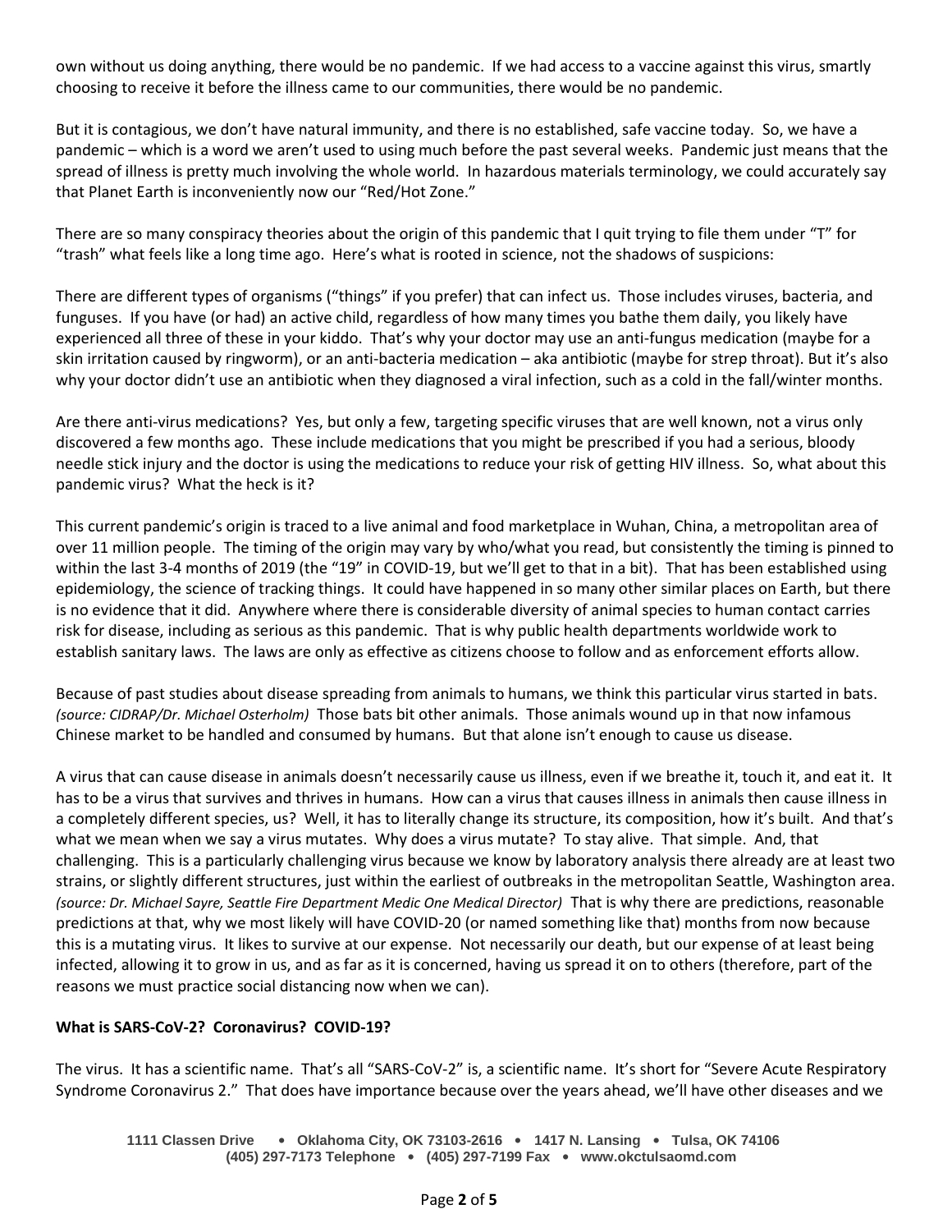own without us doing anything, there would be no pandemic. If we had access to a vaccine against this virus, smartly choosing to receive it before the illness came to our communities, there would be no pandemic.

But it is contagious, we don't have natural immunity, and there is no established, safe vaccine today. So, we have a pandemic – which is a word we aren't used to using much before the past several weeks. Pandemic just means that the spread of illness is pretty much involving the whole world. In hazardous materials terminology, we could accurately say that Planet Earth is inconveniently now our "Red/Hot Zone."

There are so many conspiracy theories about the origin of this pandemic that I quit trying to file them under "T" for "trash" what feels like a long time ago. Here's what is rooted in science, not the shadows of suspicions:

There are different types of organisms ("things" if you prefer) that can infect us. Those includes viruses, bacteria, and funguses. If you have (or had) an active child, regardless of how many times you bathe them daily, you likely have experienced all three of these in your kiddo. That's why your doctor may use an anti-fungus medication (maybe for a skin irritation caused by ringworm), or an anti-bacteria medication – aka antibiotic (maybe for strep throat). But it's also why your doctor didn't use an antibiotic when they diagnosed a viral infection, such as a cold in the fall/winter months.

Are there anti-virus medications? Yes, but only a few, targeting specific viruses that are well known, not a virus only discovered a few months ago. These include medications that you might be prescribed if you had a serious, bloody needle stick injury and the doctor is using the medications to reduce your risk of getting HIV illness. So, what about this pandemic virus? What the heck is it?

This current pandemic's origin is traced to a live animal and food marketplace in Wuhan, China, a metropolitan area of over 11 million people. The timing of the origin may vary by who/what you read, but consistently the timing is pinned to within the last 3-4 months of 2019 (the "19" in COVID-19, but we'll get to that in a bit). That has been established using epidemiology, the science of tracking things. It could have happened in so many other similar places on Earth, but there is no evidence that it did. Anywhere where there is considerable diversity of animal species to human contact carries risk for disease, including as serious as this pandemic. That is why public health departments worldwide work to establish sanitary laws. The laws are only as effective as citizens choose to follow and as enforcement efforts allow.

Because of past studies about disease spreading from animals to humans, we think this particular virus started in bats. *(source: CIDRAP/Dr. Michael Osterholm)* Those bats bit other animals. Those animals wound up in that now infamous Chinese market to be handled and consumed by humans. But that alone isn't enough to cause us disease.

A virus that can cause disease in animals doesn't necessarily cause us illness, even if we breathe it, touch it, and eat it. It has to be a virus that survives and thrives in humans. How can a virus that causes illness in animals then cause illness in a completely different species, us? Well, it has to literally change its structure, its composition, how it's built. And that's what we mean when we say a virus mutates. Why does a virus mutate? To stay alive. That simple. And, that challenging. This is a particularly challenging virus because we know by laboratory analysis there already are at least two strains, or slightly different structures, just within the earliest of outbreaks in the metropolitan Seattle, Washington area. *(source: Dr. Michael Sayre, Seattle Fire Department Medic One Medical Director)* That is why there are predictions, reasonable predictions at that, why we most likely will have COVID-20 (or named something like that) months from now because this is a mutating virus. It likes to survive at our expense. Not necessarily our death, but our expense of at least being infected, allowing it to grow in us, and as far as it is concerned, having us spread it on to others (therefore, part of the reasons we must practice social distancing now when we can).

**What is SARS-CoV-2? Coronavirus? COVID-19?**

The virus. It has a scientific name. That's all "SARS-CoV-2" is, a scientific name. It's short for "Severe Acute Respiratory Syndrome Coronavirus 2." That does have importance because over the years ahead, we'll have other diseases and we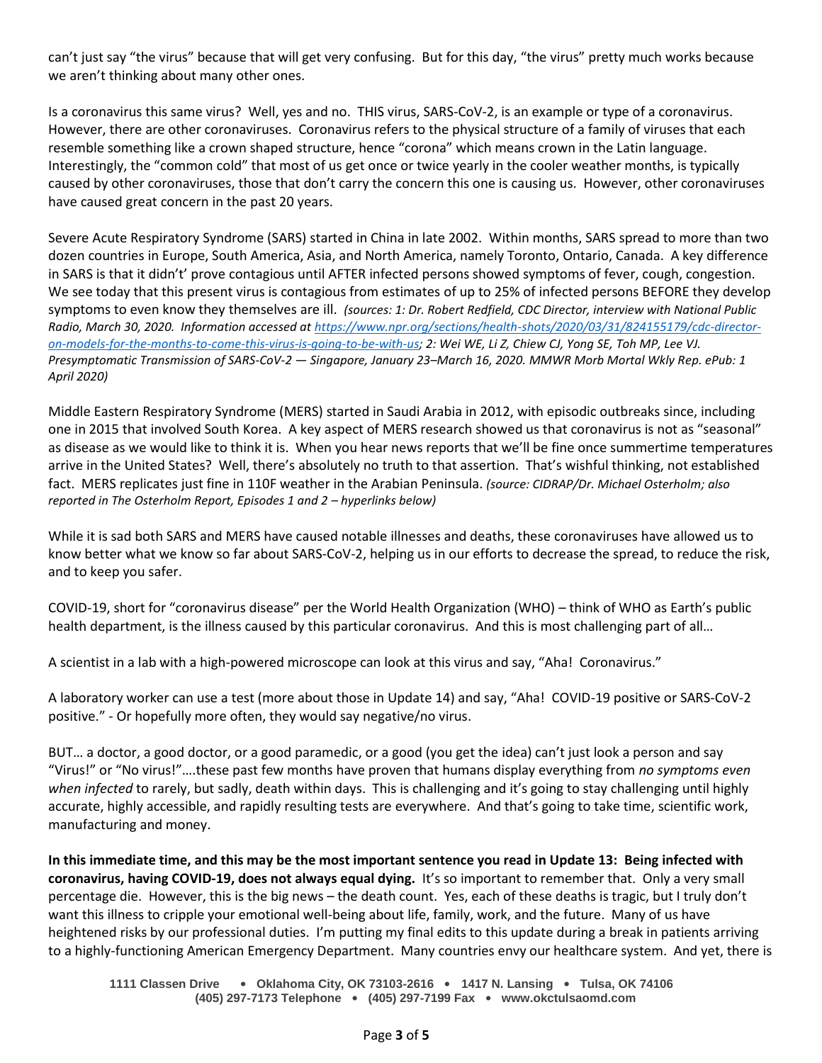can't just say "the virus" because that will get very confusing. But for this day, "the virus" pretty much works because we aren't thinking about many other ones.

Is a coronavirus this same virus? Well, yes and no. THIS virus, SARS-CoV-2, is an example or type of a coronavirus. However, there are other coronaviruses. Coronavirus refers to the physical structure of a family of viruses that each resemble something like a crown shaped structure, hence "corona" which means crown in the Latin language. Interestingly, the "common cold" that most of us get once or twice yearly in the cooler weather months, is typically caused by other coronaviruses, those that don't carry the concern this one is causing us. However, other coronaviruses have caused great concern in the past 20 years.

Severe Acute Respiratory Syndrome (SARS) started in China in late 2002. Within months, SARS spread to more than two dozen countries in Europe, South America, Asia, and North America, namely Toronto, Ontario, Canada. A key difference in SARS is that it didn't' prove contagious until AFTER infected persons showed symptoms of fever, cough, congestion. We see today that this present virus is contagious from estimates of up to 25% of infected persons BEFORE they develop symptoms to even know they themselves are ill. *(sources: 1: Dr. Robert Redfield, CDC Director, interview with National Public Radio, March 30, 2020. Information accessed at [https://www.npr.org/sections/health-shots/2020/03/31/824155179/cdc-director-on-models-for-the-months-to-come-this-virus-is-going-to-be-with-us](https://www.npr.org/sections/health-shots/2020/03/31/824155179/cdc-director-on-models-for-the-months-to-come-this-virus-is-going-to-be-with-us); 2: Wei WE, Li Z, Chiew CJ, Yong SE, Toh MP, Lee VJ. Presymptomatic Transmission of SARS-CoV-2 — Singapore, January 23–March 16, 2020. MMWR Morb Mortal Wkly Rep. ePub: 1 April 2020)*

Middle Eastern Respiratory Syndrome (MERS) started in Saudi Arabia in 2012, with episodic outbreaks since, including one in 2015 that involved South Korea. A key aspect of MERS research showed us that coronavirus is not as "seasonal" as disease as we would like to think it is. When you hear news reports that we'll be fine once summertime temperatures arrive in the United States? Well, there's absolutely no truth to that assertion. That's wishful thinking, not established fact. MERS replicates just fine in 110F weather in the Arabian Peninsula. *(source: CIDRAP/Dr. Michael Osterholm; also reported in The Osterholm Report, Episodes 1 and 2 – hyperlinks below)*

While it is sad both SARS and MERS have caused notable illnesses and deaths, these coronaviruses have allowed us to know better what we know so far about SARS-CoV-2, helping us in our efforts to decrease the spread, to reduce the risk, and to keep you safer.

COVID-19, short for "coronavirus disease" per the World Health Organization (WHO) – think of WHO as Earth's public health department, is the illness caused by this particular coronavirus. And this is most challenging part of all…

A scientist in a lab with a high-powered microscope can look at this virus and say, "Aha! Coronavirus."

A laboratory worker can use a test (more about those in Update 14) and say, "Aha! COVID-19 positive or SARS-CoV-2 positive." - Or hopefully more often, they would say negative/no virus.

BUT… a doctor, a good doctor, or a good paramedic, or a good (you get the idea) can't just look a person and say "Virus!" or "No virus!"….these past few months have proven that humans display everything from *no symptoms even when infected* to rarely, but sadly, death within days. This is challenging and it's going to stay challenging until highly accurate, highly accessible, and rapidly resulting tests are everywhere. And that's going to take time, scientific work, manufacturing and money.

**In this immediate time, and this may be the most important sentence you read in Update 13: Being infected with coronavirus, having COVID-19, does not always equal dying.** It's so important to remember that. Only a very small percentage die. However, this is the big news – the death count. Yes, each of these deaths is tragic, but I truly don't want this illness to cripple your emotional well-being about life, family, work, and the future. Many of us have heightened risks by our professional duties. I'm putting my final edits to this update during a break in patients arriving to a highly-functioning American Emergency Department. Many countries envy our healthcare system. And yet, there is

1111 Classen Drive • Oklahoma City, OK 73103-2616 • 1417 N. Lansing • Tulsa, OK 74106
(405) 297-7173 Telephone • (405) 297-7199 Fax • www.okctulsaomd.com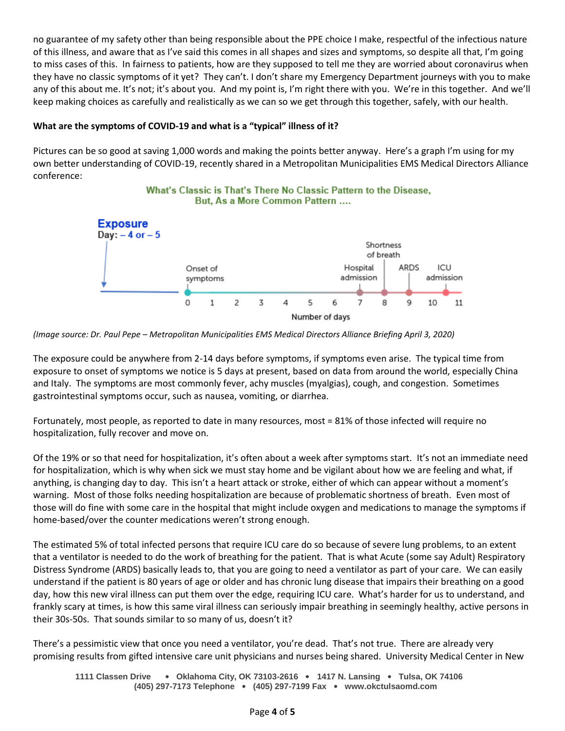no guarantee of my safety other than being responsible about the PPE choice I make, respectful of the infectious nature of this illness, and aware that as I've said this comes in all shapes and sizes and symptoms, so despite all that, I'm going to miss cases of this. In fairness to patients, how are they supposed to tell me they are worried about coronavirus when they have no classic symptoms of it yet? They can't. I don't share my Emergency Department journeys with you to make any of this about me. It's not; it's about you. And my point is, I'm right there with you. We're in this together. And we'll keep making choices as carefully and realistically as we can so we get through this together, safely, with our health.

**What are the symptoms of COVID-19 and what is a "typical" illness of it?**

Pictures can be so good at saving 1,000 words and making the points better anyway. Here's a graph I'm using for my own better understanding of COVID-19, recently shared in a Metropolitan Municipalities EMS Medical Directors Alliance conference:

What's Classic is That's There No Classic Pattern to the Disease, But, As a More Common Pattern ....

Exposure
Day: – 4 or – 5

Onset of symptoms

Hospital admission

Shortness of breath

ARDS

ICU admission

0 1 2 3 4 5 6 7 8 9 10 11

Number of days

*(Image source: Dr. Paul Pepe – Metropolitan Municipalities EMS Medical Directors Alliance Briefing April 3, 2020)*

The exposure could be anywhere from 2-14 days before symptoms, if symptoms even arise. The typical time from exposure to onset of symptoms we notice is 5 days at present, based on data from around the world, especially China and Italy. The symptoms are most commonly fever, achy muscles (myalgias), cough, and congestion. Sometimes gastrointestinal symptoms occur, such as nausea, vomiting, or diarrhea.

Fortunately, most people, as reported to date in many resources, most = 81% of those infected will require no hospitalization, fully recover and move on.

Of the 19% or so that need for hospitalization, it's often about a week after symptoms start. It's not an immediate need for hospitalization, which is why when sick we must stay home and be vigilant about how we are feeling and what, if anything, is changing day to day. This isn't a heart attack or stroke, either of which can appear without a moment's warning. Most of those folks needing hospitalization are because of problematic shortness of breath. Even most of those will do fine with some care in the hospital that might include oxygen and medications to manage the symptoms if home-based/over the counter medications weren't strong enough.

The estimated 5% of total infected persons that require ICU care do so because of severe lung problems, to an extent that a ventilator is needed to do the work of breathing for the patient. That is what Acute (some say Adult) Respiratory Distress Syndrome (ARDS) basically leads to, that you are going to need a ventilator as part of your care. We can easily understand if the patient is 80 years of age or older and has chronic lung disease that impairs their breathing on a good day, how this new viral illness can put them over the edge, requiring ICU care. What's harder for us to understand, and frankly scary at times, is how this same viral illness can seriously impair breathing in seemingly healthy, active persons in their 30s-50s. That sounds similar to so many of us, doesn't it?

There's a pessimistic view that once you need a ventilator, you're dead. That's not true. There are already very promising results from gifted intensive care unit physicians and nurses being shared. University Medical Center in New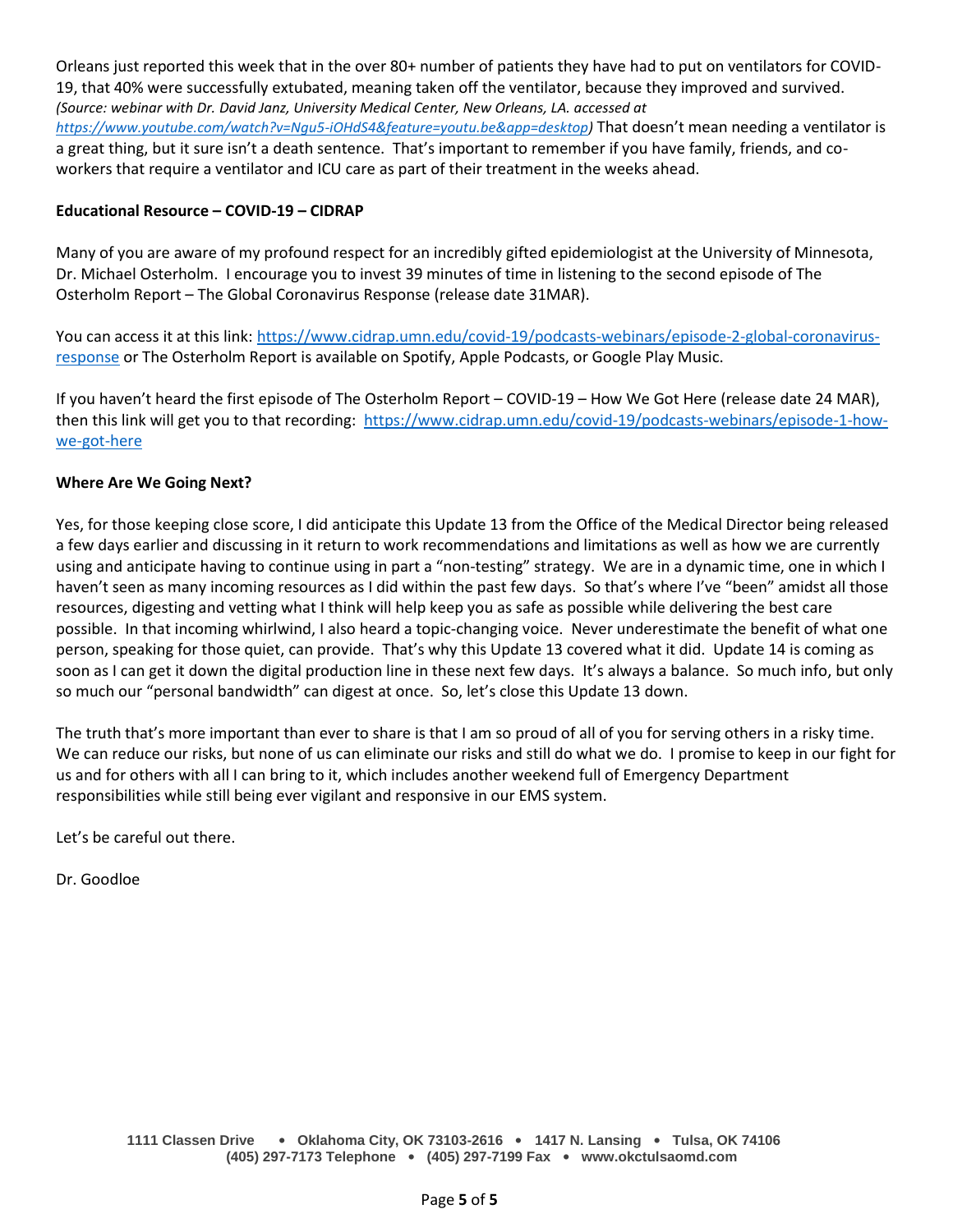Orleans just reported this week that in the over 80+ number of patients they have had to put on ventilators for COVID-19, that 40% were successfully extubated, meaning taken off the ventilator, because they improved and survived. *(Source: webinar with Dr. David Janz, University Medical Center, New Orleans, LA. accessed at https://www.youtube.com/watch?v=Ngu5-iOHdS4&feature=youtu.be&app=desktop)* That doesn't mean needing a ventilator is a great thing, but it sure isn't a death sentence. That's important to remember if you have family, friends, and co-workers that require a ventilator and ICU care as part of their treatment in the weeks ahead.

**Educational Resource – COVID-19 – CIDRAP**

Many of you are aware of my profound respect for an incredibly gifted epidemiologist at the University of Minnesota, Dr. Michael Osterholm. I encourage you to invest 39 minutes of time in listening to the second episode of The Osterholm Report – The Global Coronavirus Response (release date 31MAR).

You can access it at this link: https://www.cidrap.umn.edu/covid-19/podcasts-webinars/episode-2-global-coronavirus-response or The Osterholm Report is available on Spotify, Apple Podcasts, or Google Play Music.

If you haven't heard the first episode of The Osterholm Report – COVID-19 – How We Got Here (release date 24 MAR), then this link will get you to that recording: https://www.cidrap.umn.edu/covid-19/podcasts-webinars/episode-1-how-we-got-here

**Where Are We Going Next?**

Yes, for those keeping close score, I did anticipate this Update 13 from the Office of the Medical Director being released a few days earlier and discussing in it return to work recommendations and limitations as well as how we are currently using and anticipate having to continue using in part a "non-testing" strategy. We are in a dynamic time, one in which I haven't seen as many incoming resources as I did within the past few days. So that's where I've "been" amidst all those resources, digesting and vetting what I think will help keep you as safe as possible while delivering the best care possible. In that incoming whirlwind, I also heard a topic-changing voice. Never underestimate the benefit of what one person, speaking for those quiet, can provide. That's why this Update 13 covered what it did. Update 14 is coming as soon as I can get it down the digital production line in these next few days. It's always a balance. So much info, but only so much our "personal bandwidth" can digest at once. So, let's close this Update 13 down.

The truth that's more important than ever to share is that I am so proud of all of you for serving others in a risky time. We can reduce our risks, but none of us can eliminate our risks and still do what we do. I promise to keep in our fight for us and for others with all I can bring to it, which includes another weekend full of Emergency Department responsibilities while still being ever vigilant and responsive in our EMS system.

Let's be careful out there.

Dr. Goodloe

**1111 Classen Drive • Oklahoma City, OK 73103-2616 • 1417 N. Lansing • Tulsa, OK 74106**
**(405) 297-7173 Telephone • (405) 297-7199 Fax • www.okctulsaomd.com**